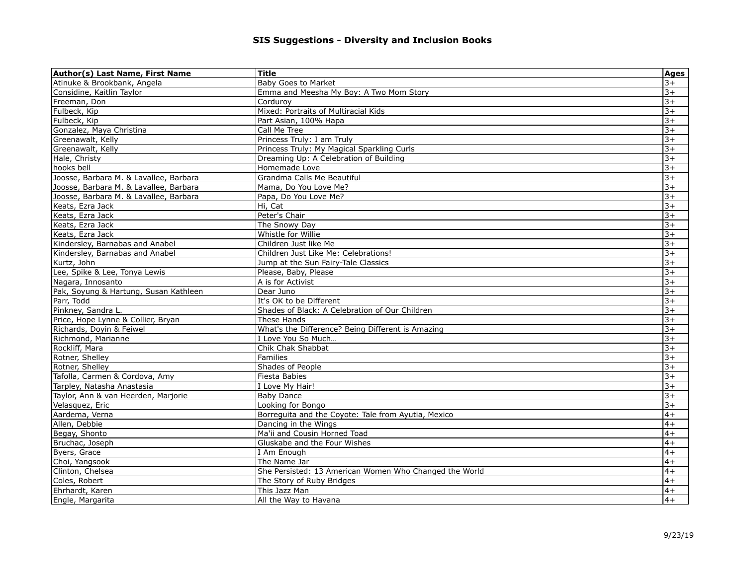# SIS Suggestions - Diversity and Inclusion Books

| Author(s) Last Name, First Name | Title | Ages |
|---|---|---|
| Atinuke & Brookbank, Angela | Baby Goes to Market | 3+ |
| Considine, Kaitlin Taylor | Emma and Meesha My Boy: A Two Mom Story | 3+ |
| Freeman, Don | Corduroy | 3+ |
| Fulbeck, Kip | Mixed: Portraits of Multiracial Kids | 3+ |
| Fulbeck, Kip | Part Asian, 100% Hapa | 3+ |
| Gonzalez, Maya Christina | Call Me Tree | 3+ |
| Greenawalt, Kelly | Princess Truly: I am Truly | 3+ |
| Greenawalt, Kelly | Princess Truly: My Magical Sparkling Curls | 3+ |
| Hale, Christy | Dreaming Up: A Celebration of Building | 3+ |
| hooks bell | Homemade Love | 3+ |
| Joosse, Barbara M. & Lavallee, Barbara | Grandma Calls Me Beautiful | 3+ |
| Joosse, Barbara M. & Lavallee, Barbara | Mama, Do You Love Me? | 3+ |
| Joosse, Barbara M. & Lavallee, Barbara | Papa, Do You Love Me? | 3+ |
| Keats, Ezra Jack | Hi, Cat | 3+ |
| Keats, Ezra Jack | Peter's Chair | 3+ |
| Keats, Ezra Jack | The Snowy Day | 3+ |
| Keats, Ezra Jack | Whistle for Willie | 3+ |
| Kindersley, Barnabas and Anabel | Children Just like Me | 3+ |
| Kindersley, Barnabas and Anabel | Children Just Like Me: Celebrations! | 3+ |
| Kurtz, John | Jump at the Sun Fairy-Tale Classics | 3+ |
| Lee, Spike & Lee, Tonya Lewis | Please, Baby, Please | 3+ |
| Nagara, Innosanto | A is for Activist | 3+ |
| Pak, Soyung & Hartung, Susan Kathleen | Dear Juno | 3+ |
| Parr, Todd | It's OK to be Different | 3+ |
| Pinkney, Sandra L. | Shades of Black: A Celebration of Our Children | 3+ |
| Price, Hope Lynne & Collier, Bryan | These Hands | 3+ |
| Richards, Doyin & Feiwel | What's the Difference? Being Different is Amazing | 3+ |
| Richmond, Marianne | I Love You So Much… | 3+ |
| Rockliff, Mara | Chik Chak Shabbat | 3+ |
| Rotner, Shelley | Families | 3+ |
| Rotner, Shelley | Shades of People | 3+ |
| Tafolla, Carmen & Cordova, Amy | Fiesta Babies | 3+ |
| Tarpley, Natasha Anastasia | I Love My Hair! | 3+ |
| Taylor, Ann & van Heerden, Marjorie | Baby Dance | 3+ |
| Velasquez, Eric | Looking for Bongo | 3+ |
| Aardema, Verna | Borreguita and the Coyote: Tale from Ayutia, Mexico | 4+ |
| Allen, Debbie | Dancing in the Wings | 4+ |
| Begay, Shonto | Ma'ii and Cousin Horned Toad | 4+ |
| Bruchac, Joseph | Gluskabe and the Four Wishes | 4+ |
| Byers, Grace | I Am Enough | 4+ |
| Choi, Yangsook | The Name Jar | 4+ |
| Clinton, Chelsea | She Persisted: 13 American Women Who Changed the World | 4+ |
| Coles, Robert | The Story of Ruby Bridges | 4+ |
| Ehrhardt, Karen | This Jazz Man | 4+ |
| Engle, Margarita | All the Way to Havana | 4+ |

9/23/19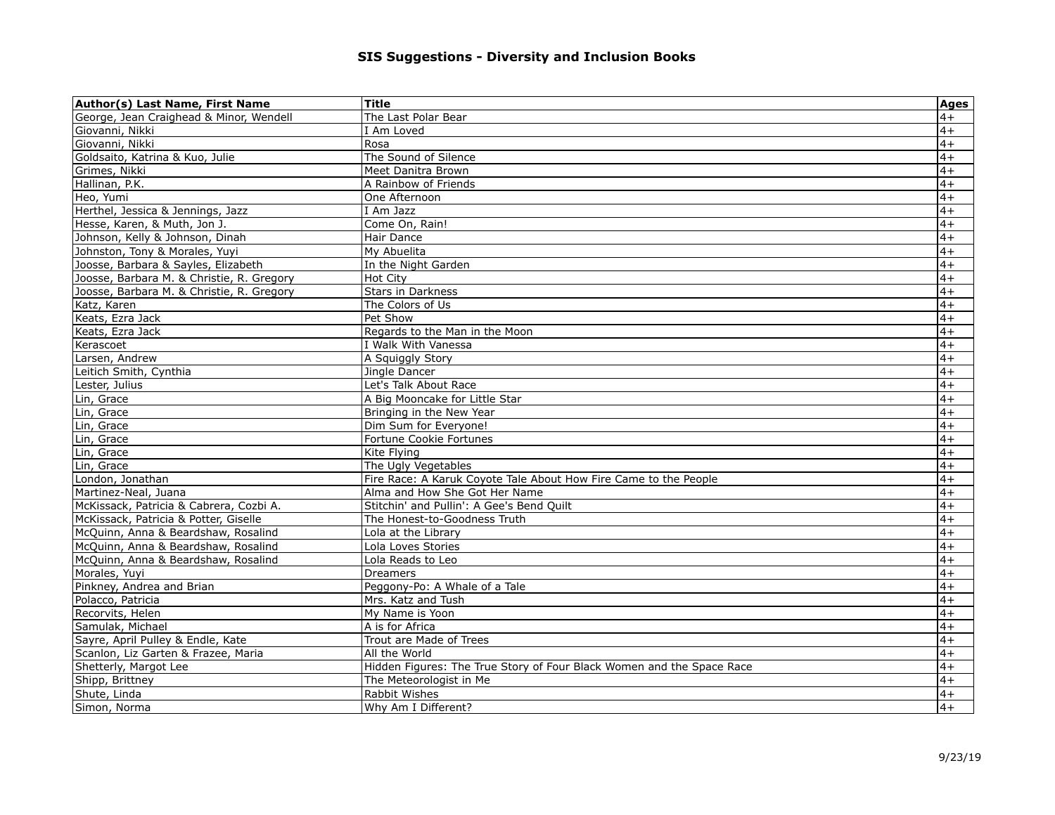# SIS Suggestions - Diversity and Inclusion Books

| Author(s) Last Name, First Name | Title | Ages |
|---|---|---|
| George, Jean Craighead & Minor, Wendell | The Last Polar Bear | 4+ |
| Giovanni, Nikki | I Am Loved | 4+ |
| Giovanni, Nikki | Rosa | 4+ |
| Goldsaito, Katrina & Kuo, Julie | The Sound of Silence | 4+ |
| Grimes, Nikki | Meet Danitra Brown | 4+ |
| Hallinan, P.K. | A Rainbow of Friends | 4+ |
| Heo, Yumi | One Afternoon | 4+ |
| Herthel, Jessica & Jennings, Jazz | I Am Jazz | 4+ |
| Hesse, Karen, & Muth, Jon J. | Come On, Rain! | 4+ |
| Johnson, Kelly & Johnson, Dinah | Hair Dance | 4+ |
| Johnston, Tony & Morales, Yuyi | My Abuelita | 4+ |
| Joosse, Barbara & Sayles, Elizabeth | In the Night Garden | 4+ |
| Joosse, Barbara M. & Christie, R. Gregory | Hot City | 4+ |
| Joosse, Barbara M. & Christie, R. Gregory | Stars in Darkness | 4+ |
| Katz, Karen | The Colors of Us | 4+ |
| Keats, Ezra Jack | Pet Show | 4+ |
| Keats, Ezra Jack | Regards to the Man in the Moon | 4+ |
| Kerascoet | I Walk With Vanessa | 4+ |
| Larsen, Andrew | A Squiggly Story | 4+ |
| Leitich Smith, Cynthia | Jingle Dancer | 4+ |
| Lester, Julius | Let's Talk About Race | 4+ |
| Lin, Grace | A Big Mooncake for Little Star | 4+ |
| Lin, Grace | Bringing in the New Year | 4+ |
| Lin, Grace | Dim Sum for Everyone! | 4+ |
| Lin, Grace | Fortune Cookie Fortunes | 4+ |
| Lin, Grace | Kite Flying | 4+ |
| Lin, Grace | The Ugly Vegetables | 4+ |
| London, Jonathan | Fire Race: A Karuk Coyote Tale About How Fire Came to the People | 4+ |
| Martinez-Neal, Juana | Alma and How She Got Her Name | 4+ |
| McKissack, Patricia & Cabrera, Cozbi A. | Stitchin' and Pullin': A Gee's Bend Quilt | 4+ |
| McKissack, Patricia & Potter, Giselle | The Honest-to-Goodness Truth | 4+ |
| McQuinn, Anna & Beardshaw, Rosalind | Lola at the Library | 4+ |
| McQuinn, Anna & Beardshaw, Rosalind | Lola Loves Stories | 4+ |
| McQuinn, Anna & Beardshaw, Rosalind | Lola Reads to Leo | 4+ |
| Morales, Yuyi | Dreamers | 4+ |
| Pinkney, Andrea and Brian | Peggony-Po: A Whale of a Tale | 4+ |
| Polacco, Patricia | Mrs. Katz and Tush | 4+ |
| Recorvits, Helen | My Name is Yoon | 4+ |
| Samulak, Michael | A is for Africa | 4+ |
| Sayre, April Pulley & Endle, Kate | Trout are Made of Trees | 4+ |
| Scanlon, Liz Garten & Frazee, Maria | All the World | 4+ |
| Shetterly, Margot Lee | Hidden Figures: The True Story of Four Black Women and the Space Race | 4+ |
| Shipp, Brittney | The Meteorologist in Me | 4+ |
| Shute, Linda | Rabbit Wishes | 4+ |
| Simon, Norma | Why Am I Different? | 4+ |

9/23/19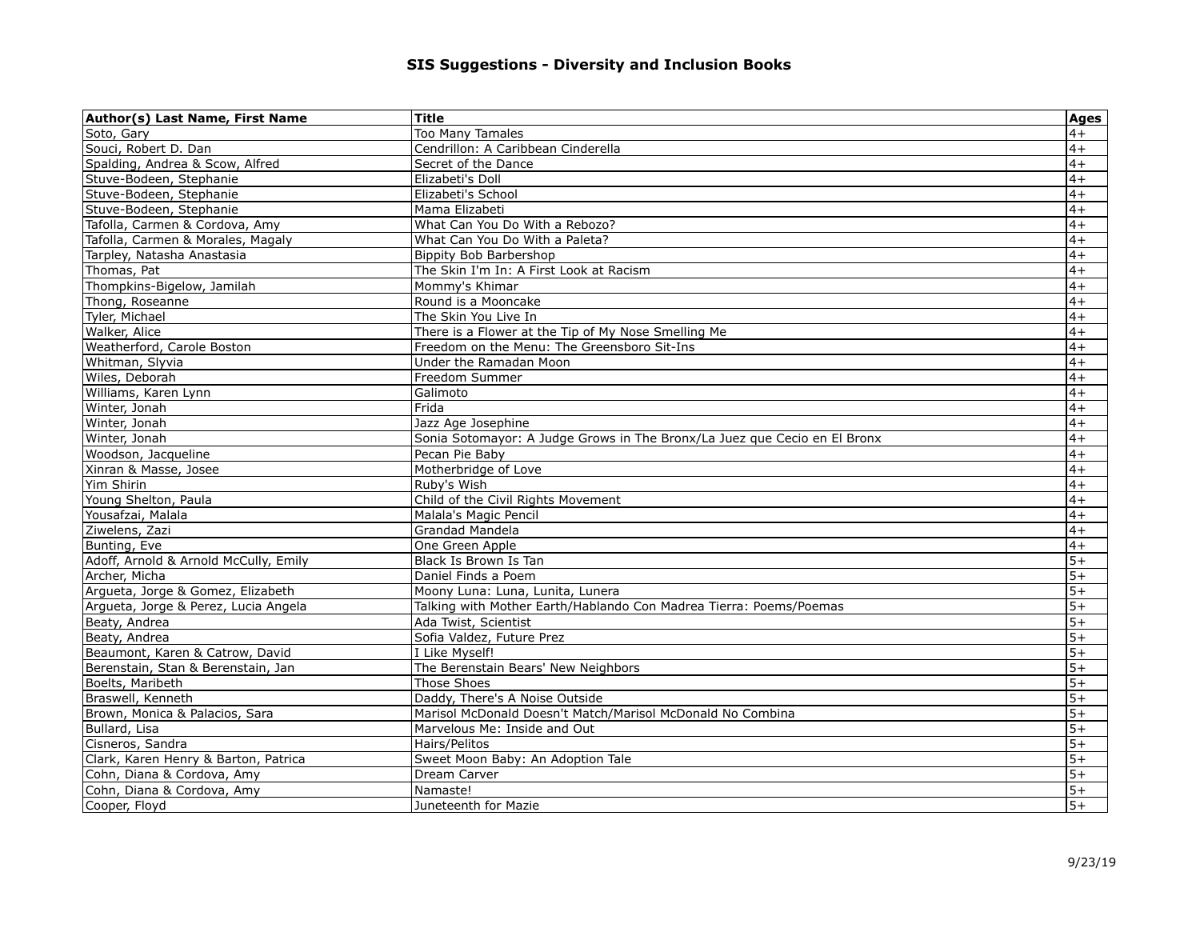## SIS Suggestions - Diversity and Inclusion Books

| Author(s) Last Name, First Name | Title | Ages |
|---|---|---|
| Soto, Gary | Too Many Tamales | 4+ |
| Souci, Robert D. Dan | Cendrillon: A Caribbean Cinderella | 4+ |
| Spalding, Andrea & Scow, Alfred | Secret of the Dance | 4+ |
| Stuve-Bodeen, Stephanie | Elizabeti's Doll | 4+ |
| Stuve-Bodeen, Stephanie | Elizabeti's School | 4+ |
| Stuve-Bodeen, Stephanie | Mama Elizabeti | 4+ |
| Tafolla, Carmen & Cordova, Amy | What Can You Do With a Rebozo? | 4+ |
| Tafolla, Carmen & Morales, Magaly | What Can You Do With a Paleta? | 4+ |
| Tarpley, Natasha Anastasia | Bippity Bob Barbershop | 4+ |
| Thomas, Pat | The Skin I'm In: A First Look at Racism | 4+ |
| Thompkins-Bigelow, Jamilah | Mommy's Khimar | 4+ |
| Thong, Roseanne | Round is a Mooncake | 4+ |
| Tyler, Michael | The Skin You Live In | 4+ |
| Walker, Alice | There is a Flower at the Tip of My Nose Smelling Me | 4+ |
| Weatherford, Carole Boston | Freedom on the Menu: The Greensboro Sit-Ins | 4+ |
| Whitman, Slyvia | Under the Ramadan Moon | 4+ |
| Wiles, Deborah | Freedom Summer | 4+ |
| Williams, Karen Lynn | Galimoto | 4+ |
| Winter, Jonah | Frida | 4+ |
| Winter, Jonah | Jazz Age Josephine | 4+ |
| Winter, Jonah | Sonia Sotomayor: A Judge Grows in The Bronx/La Juez que Cecio en El Bronx | 4+ |
| Woodson, Jacqueline | Pecan Pie Baby | 4+ |
| Xinran & Masse, Josee | Motherbridge of Love | 4+ |
| Yim Shirin | Ruby's Wish | 4+ |
| Young Shelton, Paula | Child of the Civil Rights Movement | 4+ |
| Yousafzai, Malala | Malala's Magic Pencil | 4+ |
| Ziwelens, Zazi | Grandad Mandela | 4+ |
| Bunting, Eve | One Green Apple | 4+ |
| Adoff, Arnold & Arnold McCully, Emily | Black Is Brown Is Tan | 5+ |
| Archer, Micha | Daniel Finds a Poem | 5+ |
| Argueta, Jorge & Gomez, Elizabeth | Moony Luna: Luna, Lunita, Lunera | 5+ |
| Argueta, Jorge & Perez, Lucia Angela | Talking with Mother Earth/Hablando Con Madrea Tierra: Poems/Poemas | 5+ |
| Beaty, Andrea | Ada Twist, Scientist | 5+ |
| Beaty, Andrea | Sofia Valdez, Future Prez | 5+ |
| Beaumont, Karen & Catrow, David | I Like Myself! | 5+ |
| Berenstain, Stan & Berenstain, Jan | The Berenstain Bears' New Neighbors | 5+ |
| Boelts, Maribeth | Those Shoes | 5+ |
| Braswell, Kenneth | Daddy, There's A Noise Outside | 5+ |
| Brown, Monica & Palacios, Sara | Marisol McDonald Doesn't Match/Marisol McDonald No Combina | 5+ |
| Bullard, Lisa | Marvelous Me: Inside and Out | 5+ |
| Cisneros, Sandra | Hairs/Pelitos | 5+ |
| Clark, Karen Henry & Barton, Patrica | Sweet Moon Baby: An Adoption Tale | 5+ |
| Cohn, Diana & Cordova, Amy | Dream Carver | 5+ |
| Cohn, Diana & Cordova, Amy | Namaste! | 5+ |
| Cooper, Floyd | Juneteenth for Mazie | 5+ |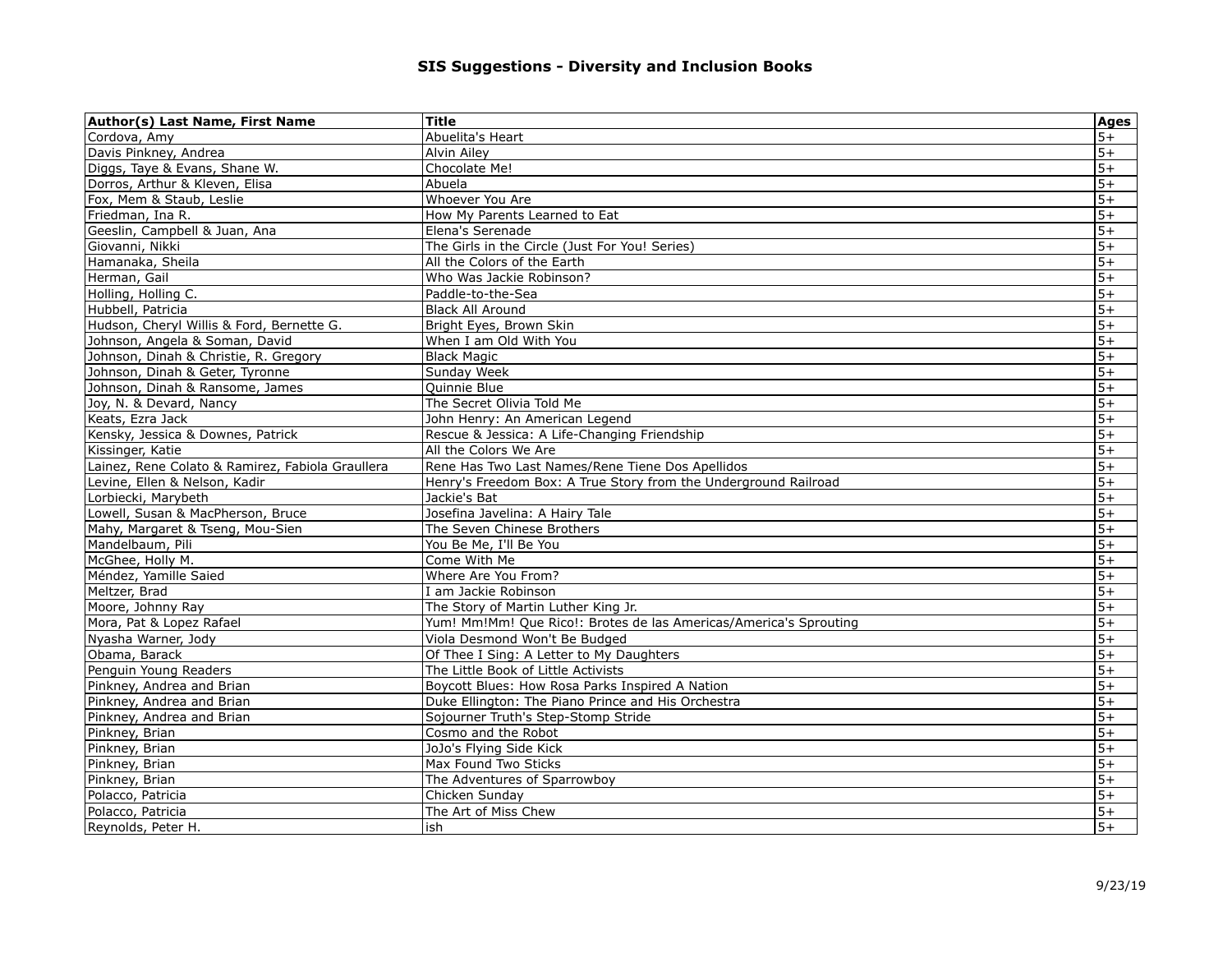# SIS Suggestions - Diversity and Inclusion Books

| Author(s) Last Name, First Name | Title | Ages |
|---|---|---|
| Cordova, Amy | Abuelita's Heart | 5+ |
| Davis Pinkney, Andrea | Alvin Ailey | 5+ |
| Diggs, Taye & Evans, Shane W. | Chocolate Me! | 5+ |
| Dorros, Arthur & Kleven, Elisa | Abuela | 5+ |
| Fox, Mem & Staub, Leslie | Whoever You Are | 5+ |
| Friedman, Ina R. | How My Parents Learned to Eat | 5+ |
| Geeslin, Campbell & Juan, Ana | Elena's Serenade | 5+ |
| Giovanni, Nikki | The Girls in the Circle (Just For You! Series) | 5+ |
| Hamanaka, Sheila | All the Colors of the Earth | 5+ |
| Herman, Gail | Who Was Jackie Robinson? | 5+ |
| Holling, Holling C. | Paddle-to-the-Sea | 5+ |
| Hubbell, Patricia | Black All Around | 5+ |
| Hudson, Cheryl Willis & Ford, Bernette G. | Bright Eyes, Brown Skin | 5+ |
| Johnson, Angela & Soman, David | When I am Old With You | 5+ |
| Johnson, Dinah & Christie, R. Gregory | Black Magic | 5+ |
| Johnson, Dinah & Geter, Tyronne | Sunday Week | 5+ |
| Johnson, Dinah & Ransome, James | Quinnie Blue | 5+ |
| Joy, N. & Devard, Nancy | The Secret Olivia Told Me | 5+ |
| Keats, Ezra Jack | John Henry: An American Legend | 5+ |
| Kensky, Jessica & Downes, Patrick | Rescue & Jessica: A Life-Changing Friendship | 5+ |
| Kissinger, Katie | All the Colors We Are | 5+ |
| Lainez, Rene Colato & Ramirez, Fabiola Graullera | Rene Has Two Last Names/Rene Tiene Dos Apellidos | 5+ |
| Levine, Ellen & Nelson, Kadir | Henry's Freedom Box: A True Story from the Underground Railroad | 5+ |
| Lorbiecki, Marybeth | Jackie's Bat | 5+ |
| Lowell, Susan & MacPherson, Bruce | Josefina Javelina: A Hairy Tale | 5+ |
| Mahy, Margaret & Tseng, Mou-Sien | The Seven Chinese Brothers | 5+ |
| Mandelbaum, Pili | You Be Me, I'll Be You | 5+ |
| McGhee, Holly M. | Come With Me | 5+ |
| Méndez, Yamille Saied | Where Are You From? | 5+ |
| Meltzer, Brad | I am Jackie Robinson | 5+ |
| Moore, Johnny Ray | The Story of Martin Luther King Jr. | 5+ |
| Mora, Pat & Lopez Rafael | Yum! Mm!Mm! Que Rico!: Brotes de las Americas/America's Sprouting | 5+ |
| Nyasha Warner, Jody | Viola Desmond Won't Be Budged | 5+ |
| Obama, Barack | Of Thee I Sing: A Letter to My Daughters | 5+ |
| Penguin Young Readers | The Little Book of Little Activists | 5+ |
| Pinkney, Andrea and Brian | Boycott Blues: How Rosa Parks Inspired A Nation | 5+ |
| Pinkney, Andrea and Brian | Duke Ellington: The Piano Prince and His Orchestra | 5+ |
| Pinkney, Andrea and Brian | Sojourner Truth's Step-Stomp Stride | 5+ |
| Pinkney, Brian | Cosmo and the Robot | 5+ |
| Pinkney, Brian | JoJo's Flying Side Kick | 5+ |
| Pinkney, Brian | Max Found Two Sticks | 5+ |
| Pinkney, Brian | The Adventures of Sparrowboy | 5+ |
| Polacco, Patricia | Chicken Sunday | 5+ |
| Polacco, Patricia | The Art of Miss Chew | 5+ |
| Reynolds, Peter H. | ish | 5+ |

9/23/19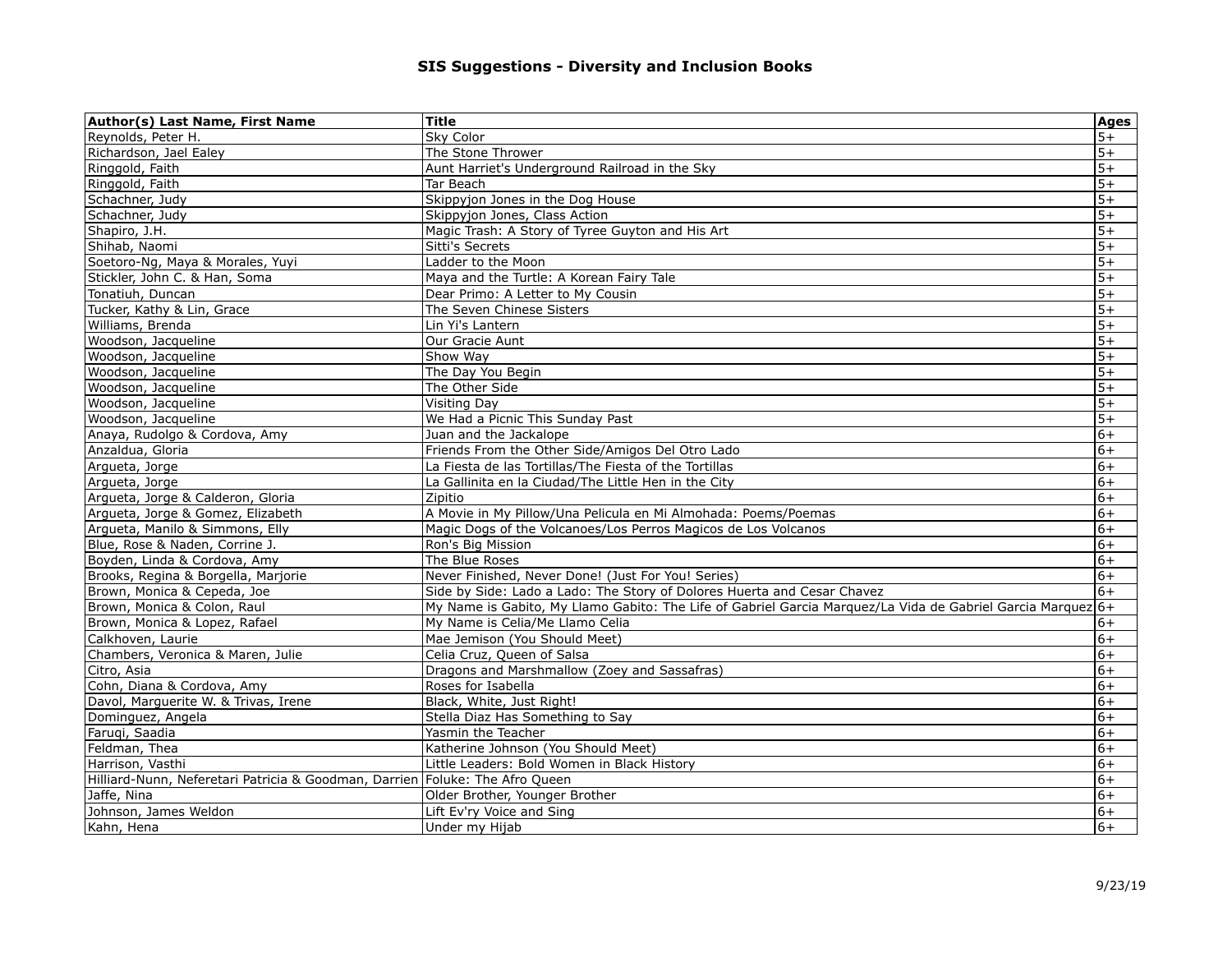# SIS Suggestions - Diversity and Inclusion Books

| Author(s) Last Name, First Name | Title | Ages |
|---|---|---|
| Reynolds, Peter H. | Sky Color | 5+ |
| Richardson, Jael Ealey | The Stone Thrower | 5+ |
| Ringgold, Faith | Aunt Harriet's Underground Railroad in the Sky | 5+ |
| Ringgold, Faith | Tar Beach | 5+ |
| Schachner, Judy | Skippyjon Jones in the Dog House | 5+ |
| Schachner, Judy | Skippyjon Jones, Class Action | 5+ |
| Shapiro, J.H. | Magic Trash: A Story of Tyree Guyton and His Art | 5+ |
| Shihab, Naomi | Sitti's Secrets | 5+ |
| Soetoro-Ng, Maya & Morales, Yuyi | Ladder to the Moon | 5+ |
| Stickler, John C. & Han, Soma | Maya and the Turtle: A Korean Fairy Tale | 5+ |
| Tonatiuh, Duncan | Dear Primo: A Letter to My Cousin | 5+ |
| Tucker, Kathy & Lin, Grace | The Seven Chinese Sisters | 5+ |
| Williams, Brenda | Lin Yi's Lantern | 5+ |
| Woodson, Jacqueline | Our Gracie Aunt | 5+ |
| Woodson, Jacqueline | Show Way | 5+ |
| Woodson, Jacqueline | The Day You Begin | 5+ |
| Woodson, Jacqueline | The Other Side | 5+ |
| Woodson, Jacqueline | Visiting Day | 5+ |
| Woodson, Jacqueline | We Had a Picnic This Sunday Past | 5+ |
| Anaya, Rudolgo & Cordova, Amy | Juan and the Jackalope | 6+ |
| Anzaldua, Gloria | Friends From the Other Side/Amigos Del Otro Lado | 6+ |
| Argueta, Jorge | La Fiesta de las Tortillas/The Fiesta of the Tortillas | 6+ |
| Argueta, Jorge | La Gallinita en la Ciudad/The Little Hen in the City | 6+ |
| Argueta, Jorge & Calderon, Gloria | Zipitio | 6+ |
| Argueta, Jorge & Gomez, Elizabeth | A Movie in My Pillow/Una Pelicula en Mi Almohada: Poems/Poemas | 6+ |
| Argueta, Manilo & Simmons, Elly | Magic Dogs of the Volcanoes/Los Perros Magicos de Los Volcanos | 6+ |
| Blue, Rose & Naden, Corrine J. | Ron's Big Mission | 6+ |
| Boyden, Linda & Cordova, Amy | The Blue Roses | 6+ |
| Brooks, Regina & Borgella, Marjorie | Never Finished, Never Done! (Just For You! Series) | 6+ |
| Brown, Monica & Cepeda, Joe | Side by Side: Lado a Lado: The Story of Dolores Huerta and Cesar Chavez | 6+ |
| Brown, Monica & Colon, Raul | My Name is Gabito, My Llamo Gabito: The Life of Gabriel Garcia Marquez/La Vida de Gabriel Garcia Marquez | 6+ |
| Brown, Monica & Lopez, Rafael | My Name is Celia/Me Llamo Celia | 6+ |
| Calkhoven, Laurie | Mae Jemison (You Should Meet) | 6+ |
| Chambers, Veronica & Maren, Julie | Celia Cruz, Queen of Salsa | 6+ |
| Citro, Asia | Dragons and Marshmallow (Zoey and Sassafras) | 6+ |
| Cohn, Diana & Cordova, Amy | Roses for Isabella | 6+ |
| Davol, Marguerite W. & Trivas, Irene | Black, White, Just Right! | 6+ |
| Dominguez, Angela | Stella Diaz Has Something to Say | 6+ |
| Faruqi, Saadia | Yasmin the Teacher | 6+ |
| Feldman, Thea | Katherine Johnson (You Should Meet) | 6+ |
| Harrison, Vasthi | Little Leaders: Bold Women in Black History | 6+ |
| Hilliard-Nunn, Neferetari Patricia & Goodman, Darrien | Foluke: The Afro Queen | 6+ |
| Jaffe, Nina | Older Brother, Younger Brother | 6+ |
| Johnson, James Weldon | Lift Ev'ry Voice and Sing | 6+ |
| Kahn, Hena | Under my Hijab | 6+ |

9/23/19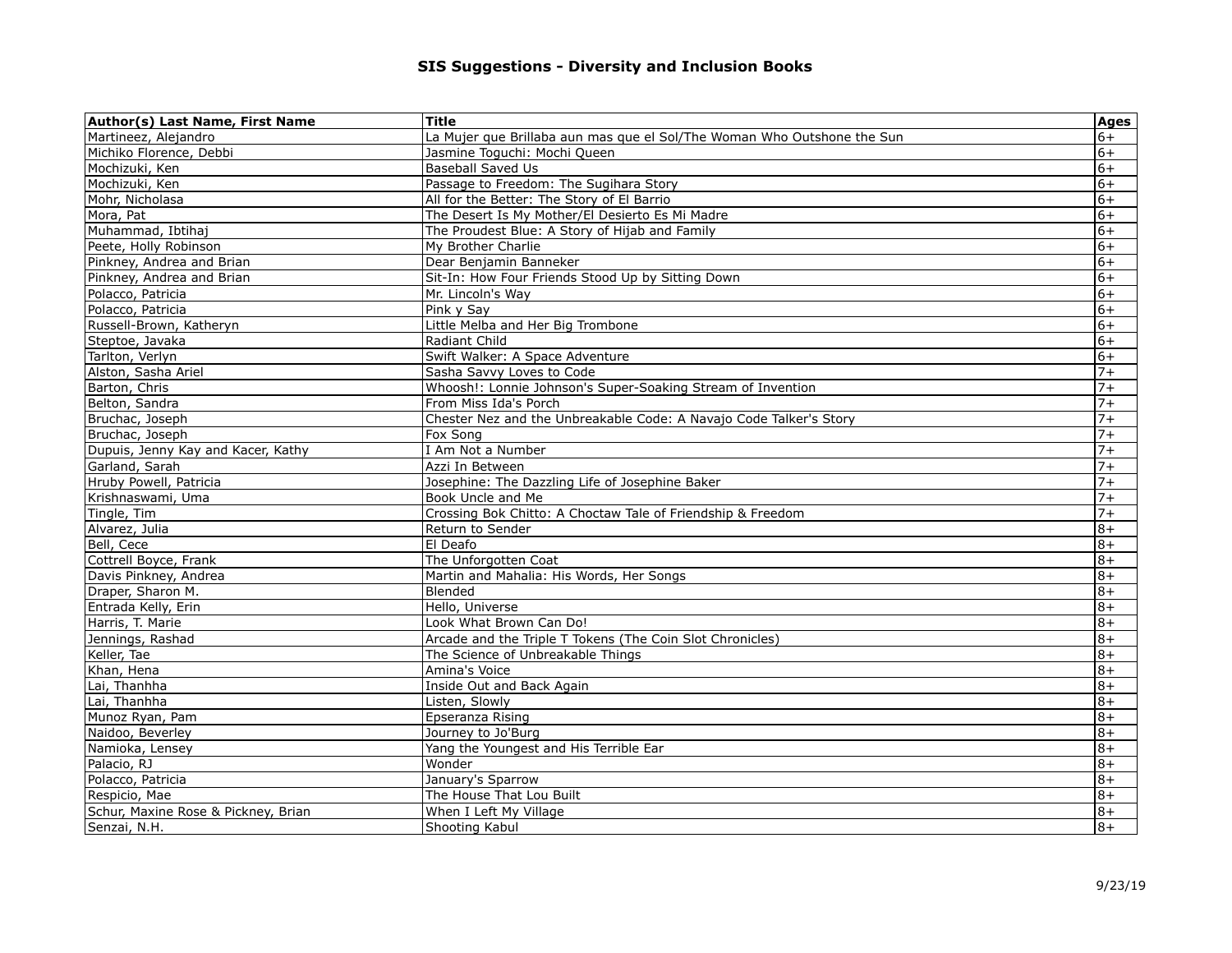# SIS Suggestions - Diversity and Inclusion Books

| Author(s) Last Name, First Name | Title | Ages |
|---|---|---|
| Martineez, Alejandro | La Mujer que Brillaba aun mas que el Sol/The Woman Who Outshone the Sun | 6+ |
| Michiko Florence, Debbi | Jasmine Toguchi: Mochi Queen | 6+ |
| Mochizuki, Ken | Baseball Saved Us | 6+ |
| Mochizuki, Ken | Passage to Freedom: The Sugihara Story | 6+ |
| Mohr, Nicholasa | All for the Better: The Story of El Barrio | 6+ |
| Mora, Pat | The Desert Is My Mother/El Desierto Es Mi Madre | 6+ |
| Muhammad, Ibtihaj | The Proudest Blue: A Story of Hijab and Family | 6+ |
| Peete, Holly Robinson | My Brother Charlie | 6+ |
| Pinkney, Andrea and Brian | Dear Benjamin Banneker | 6+ |
| Pinkney, Andrea and Brian | Sit-In: How Four Friends Stood Up by Sitting Down | 6+ |
| Polacco, Patricia | Mr. Lincoln's Way | 6+ |
| Polacco, Patricia | Pink y Say | 6+ |
| Russell-Brown, Katheryn | Little Melba and Her Big Trombone | 6+ |
| Steptoe, Javaka | Radiant Child | 6+ |
| Tarlton, Verlyn | Swift Walker: A Space Adventure | 6+ |
| Alston, Sasha Ariel | Sasha Savvy Loves to Code | 7+ |
| Barton, Chris | Whoosh!: Lonnie Johnson's Super-Soaking Stream of Invention | 7+ |
| Belton, Sandra | From Miss Ida's Porch | 7+ |
| Bruchac, Joseph | Chester Nez and the Unbreakable Code: A Navajo Code Talker's Story | 7+ |
| Bruchac, Joseph | Fox Song | 7+ |
| Dupuis, Jenny Kay and Kacer, Kathy | I Am Not a Number | 7+ |
| Garland, Sarah | Azzi In Between | 7+ |
| Hruby Powell, Patricia | Josephine: The Dazzling Life of Josephine Baker | 7+ |
| Krishnaswami, Uma | Book Uncle and Me | 7+ |
| Tingle, Tim | Crossing Bok Chitto: A Choctaw Tale of Friendship & Freedom | 7+ |
| Alvarez, Julia | Return to Sender | 8+ |
| Bell, Cece | El Deafo | 8+ |
| Cottrell Boyce, Frank | The Unforgotten Coat | 8+ |
| Davis Pinkney, Andrea | Martin and Mahalia: His Words, Her Songs | 8+ |
| Draper, Sharon M. | Blended | 8+ |
| Entrada Kelly, Erin | Hello, Universe | 8+ |
| Harris, T. Marie | Look What Brown Can Do! | 8+ |
| Jennings, Rashad | Arcade and the Triple T Tokens (The Coin Slot Chronicles) | 8+ |
| Keller, Tae | The Science of Unbreakable Things | 8+ |
| Khan, Hena | Amina's Voice | 8+ |
| Lai, Thanhha | Inside Out and Back Again | 8+ |
| Lai, Thanhha | Listen, Slowly | 8+ |
| Munoz Ryan, Pam | Epseranza Rising | 8+ |
| Naidoo, Beverley | Journey to Jo'Burg | 8+ |
| Namioka, Lensey | Yang the Youngest and His Terrible Ear | 8+ |
| Palacio, RJ | Wonder | 8+ |
| Polacco, Patricia | January's Sparrow | 8+ |
| Respicio, Mae | The House That Lou Built | 8+ |
| Schur, Maxine Rose & Pickney, Brian | When I Left My Village | 8+ |
| Senzai, N.H. | Shooting Kabul | 8+ |

9/23/19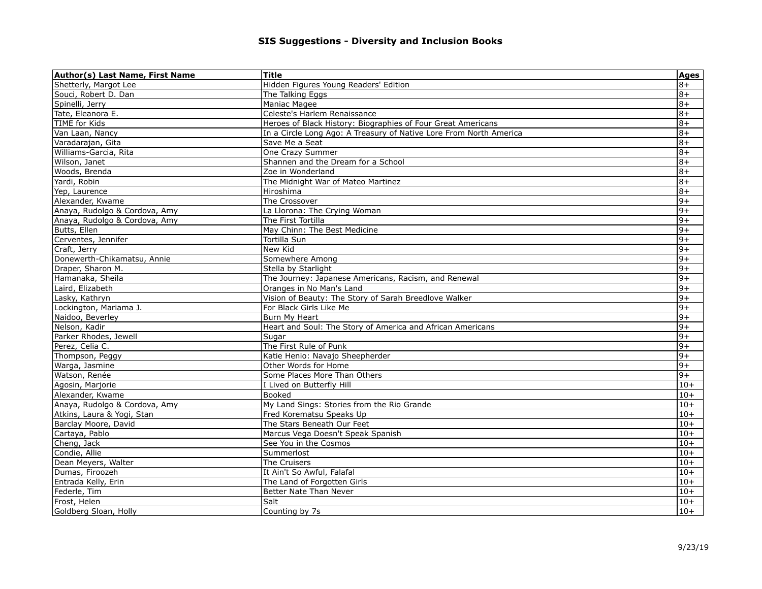# SIS Suggestions - Diversity and Inclusion Books

| Author(s) Last Name, First Name | Title | Ages |
|---|---|---|
| Shetterly, Margot Lee | Hidden Figures Young Readers' Edition | 8+ |
| Souci, Robert D. Dan | The Talking Eggs | 8+ |
| Spinelli, Jerry | Maniac Magee | 8+ |
| Tate, Eleanora E. | Celeste's Harlem Renaissance | 8+ |
| TIME for Kids | Heroes of Black History: Biographies of Four Great Americans | 8+ |
| Van Laan, Nancy | In a Circle Long Ago: A Treasury of Native Lore From North America | 8+ |
| Varadarajan, Gita | Save Me a Seat | 8+ |
| Williams-Garcia, Rita | One Crazy Summer | 8+ |
| Wilson, Janet | Shannen and the Dream for a School | 8+ |
| Woods, Brenda | Zoe in Wonderland | 8+ |
| Yardi, Robin | The Midnight War of Mateo Martinez | 8+ |
| Yep, Laurence | Hiroshima | 8+ |
| Alexander, Kwame | The Crossover | 9+ |
| Anaya, Rudolgo & Cordova, Amy | La Llorona: The Crying Woman | 9+ |
| Anaya, Rudolgo & Cordova, Amy | The First Tortilla | 9+ |
| Butts, Ellen | May Chinn: The Best Medicine | 9+ |
| Cerventes, Jennifer | Tortilla Sun | 9+ |
| Craft, Jerry | New Kid | 9+ |
| Donewerth-Chikamatsu, Annie | Somewhere Among | 9+ |
| Draper, Sharon M. | Stella by Starlight | 9+ |
| Hamanaka, Sheila | The Journey: Japanese Americans, Racism, and Renewal | 9+ |
| Laird, Elizabeth | Oranges in No Man's Land | 9+ |
| Lasky, Kathryn | Vision of Beauty: The Story of Sarah Breedlove Walker | 9+ |
| Lockington, Mariama J. | For Black Girls Like Me | 9+ |
| Naidoo, Beverley | Burn My Heart | 9+ |
| Nelson, Kadir | Heart and Soul: The Story of America and African Americans | 9+ |
| Parker Rhodes, Jewell | Sugar | 9+ |
| Perez, Celia C. | The First Rule of Punk | 9+ |
| Thompson, Peggy | Katie Henio: Navajo Sheepherder | 9+ |
| Warga, Jasmine | Other Words for Home | 9+ |
| Watson, Renée | Some Places More Than Others | 9+ |
| Agosin, Marjorie | I Lived on Butterfly Hill | 10+ |
| Alexander, Kwame | Booked | 10+ |
| Anaya, Rudolgo & Cordova, Amy | My Land Sings: Stories from the Rio Grande | 10+ |
| Atkins, Laura & Yogi, Stan | Fred Korematsu Speaks Up | 10+ |
| Barclay Moore, David | The Stars Beneath Our Feet | 10+ |
| Cartaya, Pablo | Marcus Vega Doesn't Speak Spanish | 10+ |
| Cheng, Jack | See You in the Cosmos | 10+ |
| Condie, Allie | Summerlost | 10+ |
| Dean Meyers, Walter | The Cruisers | 10+ |
| Dumas, Firoozeh | It Ain't So Awful, Falafal | 10+ |
| Entrada Kelly, Erin | The Land of Forgotten Girls | 10+ |
| Federle, Tim | Better Nate Than Never | 10+ |
| Frost, Helen | Salt | 10+ |
| Goldberg Sloan, Holly | Counting by 7s | 10+ |

9/23/19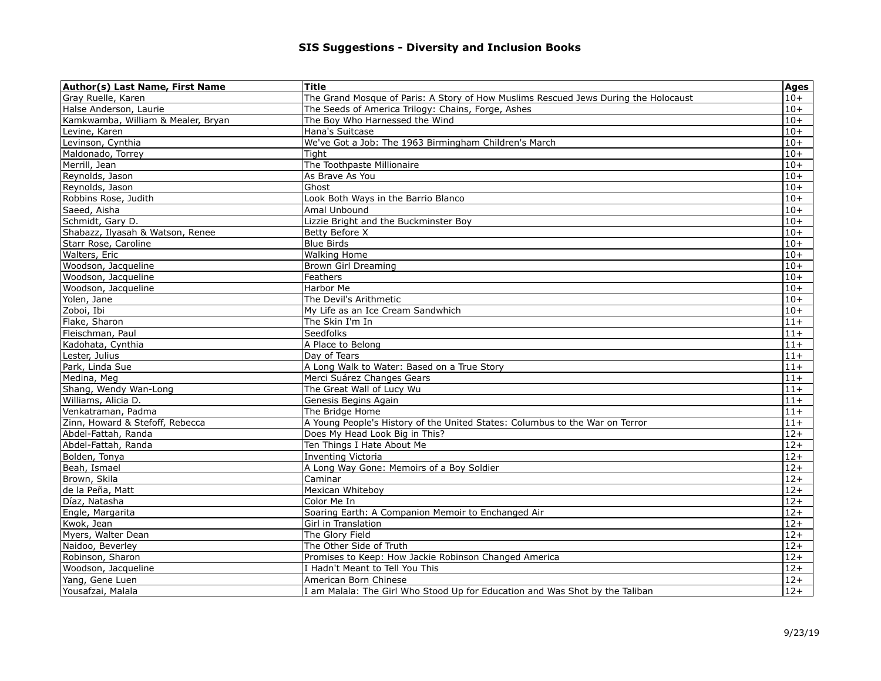# SIS Suggestions - Diversity and Inclusion Books

| Author(s) Last Name, First Name | Title | Ages |
|---|---|---|
| Gray Ruelle, Karen | The Grand Mosque of Paris: A Story of How Muslims Rescued Jews During the Holocaust | 10+ |
| Halse Anderson, Laurie | The Seeds of America Trilogy: Chains, Forge, Ashes | 10+ |
| Kamkwamba, William & Mealer, Bryan | The Boy Who Harnessed the Wind | 10+ |
| Levine, Karen | Hana's Suitcase | 10+ |
| Levinson, Cynthia | We've Got a Job: The 1963 Birmingham Children's March | 10+ |
| Maldonado, Torrey | Tight | 10+ |
| Merrill, Jean | The Toothpaste Millionaire | 10+ |
| Reynolds, Jason | As Brave As You | 10+ |
| Reynolds, Jason | Ghost | 10+ |
| Robbins Rose, Judith | Look Both Ways in the Barrio Blanco | 10+ |
| Saeed, Aisha | Amal Unbound | 10+ |
| Schmidt, Gary D. | Lizzie Bright and the Buckminster Boy | 10+ |
| Shabazz, Ilyasah & Watson, Renee | Betty Before X | 10+ |
| Starr Rose, Caroline | Blue Birds | 10+ |
| Walters, Eric | Walking Home | 10+ |
| Woodson, Jacqueline | Brown Girl Dreaming | 10+ |
| Woodson, Jacqueline | Feathers | 10+ |
| Woodson, Jacqueline | Harbor Me | 10+ |
| Yolen, Jane | The Devil's Arithmetic | 10+ |
| Zoboi, Ibi | My Life as an Ice Cream Sandwhich | 10+ |
| Flake, Sharon | The Skin I'm In | 11+ |
| Fleischman, Paul | Seedfolks | 11+ |
| Kadohata, Cynthia | A Place to Belong | 11+ |
| Lester, Julius | Day of Tears | 11+ |
| Park, Linda Sue | A Long Walk to Water: Based on a True Story | 11+ |
| Medina, Meg | Merci Suárez Changes Gears | 11+ |
| Shang, Wendy Wan-Long | The Great Wall of Lucy Wu | 11+ |
| Williams, Alicia D. | Genesis Begins Again | 11+ |
| Venkatraman, Padma | The Bridge Home | 11+ |
| Zinn, Howard & Stefoff, Rebecca | A Young People's History of the United States: Columbus to the War on Terror | 11+ |
| Abdel-Fattah, Randa | Does My Head Look Big in This? | 12+ |
| Abdel-Fattah, Randa | Ten Things I Hate About Me | 12+ |
| Bolden, Tonya | Inventing Victoria | 12+ |
| Beah, Ismael | A Long Way Gone: Memoirs of a Boy Soldier | 12+ |
| Brown, Skila | Caminar | 12+ |
| de la Peña, Matt | Mexican Whiteboy | 12+ |
| Díaz, Natasha | Color Me In | 12+ |
| Engle, Margarita | Soaring Earth: A Companion Memoir to Enchanged Air | 12+ |
| Kwok, Jean | Girl in Translation | 12+ |
| Myers, Walter Dean | The Glory Field | 12+ |
| Naidoo, Beverley | The Other Side of Truth | 12+ |
| Robinson, Sharon | Promises to Keep: How Jackie Robinson Changed America | 12+ |
| Woodson, Jacqueline | I Hadn't Meant to Tell You This | 12+ |
| Yang, Gene Luen | American Born Chinese | 12+ |
| Yousafzai, Malala | I am Malala: The Girl Who Stood Up for Education and Was Shot by the Taliban | 12+ |

9/23/19